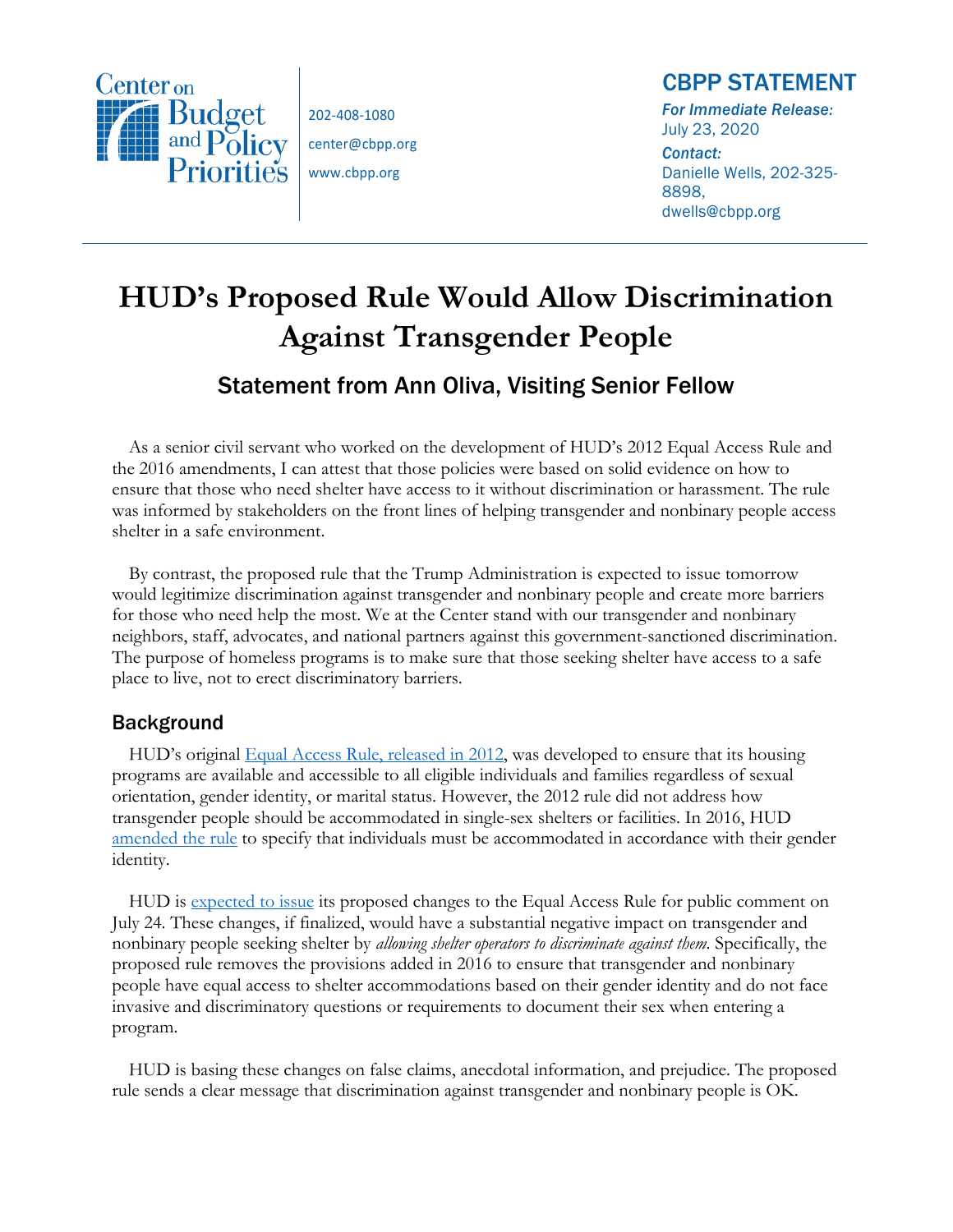Center on Budget and Policy Priorities

202-408-1080
center@cbpp.org
www.cbpp.org

## CBPP STATEMENT

*For Immediate Release:*
July 23, 2020

*Contact:*
Danielle Wells, 202-325-8898,
dwells@cbpp.org

# HUD's Proposed Rule Would Allow Discrimination Against Transgender People

## Statement from Ann Oliva, Visiting Senior Fellow

As a senior civil servant who worked on the development of HUD's 2012 Equal Access Rule and the 2016 amendments, I can attest that those policies were based on solid evidence on how to ensure that those who need shelter have access to it without discrimination or harassment. The rule was informed by stakeholders on the front lines of helping transgender and nonbinary people access shelter in a safe environment.

By contrast, the proposed rule that the Trump Administration is expected to issue tomorrow would legitimize discrimination against transgender and nonbinary people and create more barriers for those who need help the most. We at the Center stand with our transgender and nonbinary neighbors, staff, advocates, and national partners against this government-sanctioned discrimination. The purpose of homeless programs is to make sure that those seeking shelter have access to a safe place to live, not to erect discriminatory barriers.

### Background

HUD's original Equal Access Rule, released in 2012, was developed to ensure that its housing programs are available and accessible to all eligible individuals and families regardless of sexual orientation, gender identity, or marital status. However, the 2012 rule did not address how transgender people should be accommodated in single-sex shelters or facilities. In 2016, HUD amended the rule to specify that individuals must be accommodated in accordance with their gender identity.

HUD is expected to issue its proposed changes to the Equal Access Rule for public comment on July 24. These changes, if finalized, would have a substantial negative impact on transgender and nonbinary people seeking shelter by *allowing shelter operators to discriminate against them*. Specifically, the proposed rule removes the provisions added in 2016 to ensure that transgender and nonbinary people have equal access to shelter accommodations based on their gender identity and do not face invasive and discriminatory questions or requirements to document their sex when entering a program.

HUD is basing these changes on false claims, anecdotal information, and prejudice. The proposed rule sends a clear message that discrimination against transgender and nonbinary people is OK.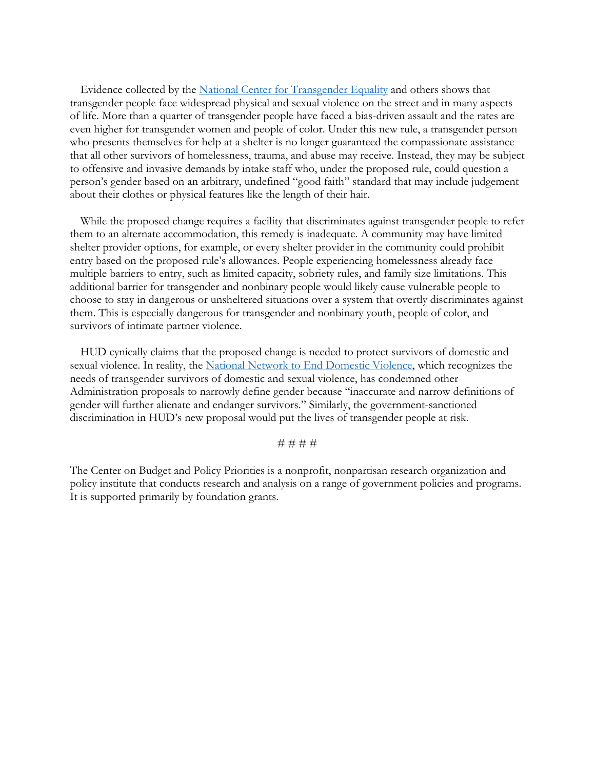Evidence collected by the National Center for Transgender Equality and others shows that transgender people face widespread physical and sexual violence on the street and in many aspects of life. More than a quarter of transgender people have faced a bias-driven assault and the rates are even higher for transgender women and people of color. Under this new rule, a transgender person who presents themselves for help at a shelter is no longer guaranteed the compassionate assistance that all other survivors of homelessness, trauma, and abuse may receive. Instead, they may be subject to offensive and invasive demands by intake staff who, under the proposed rule, could question a person's gender based on an arbitrary, undefined "good faith" standard that may include judgement about their clothes or physical features like the length of their hair.

While the proposed change requires a facility that discriminates against transgender people to refer them to an alternate accommodation, this remedy is inadequate. A community may have limited shelter provider options, for example, or every shelter provider in the community could prohibit entry based on the proposed rule's allowances. People experiencing homelessness already face multiple barriers to entry, such as limited capacity, sobriety rules, and family size limitations. This additional barrier for transgender and nonbinary people would likely cause vulnerable people to choose to stay in dangerous or unsheltered situations over a system that overtly discriminates against them. This is especially dangerous for transgender and nonbinary youth, people of color, and survivors of intimate partner violence.

HUD cynically claims that the proposed change is needed to protect survivors of domestic and sexual violence. In reality, the National Network to End Domestic Violence, which recognizes the needs of transgender survivors of domestic and sexual violence, has condemned other Administration proposals to narrowly define gender because "inaccurate and narrow definitions of gender will further alienate and endanger survivors." Similarly, the government-sanctioned discrimination in HUD's new proposal would put the lives of transgender people at risk.

# # # #

The Center on Budget and Policy Priorities is a nonprofit, nonpartisan research organization and policy institute that conducts research and analysis on a range of government policies and programs. It is supported primarily by foundation grants.